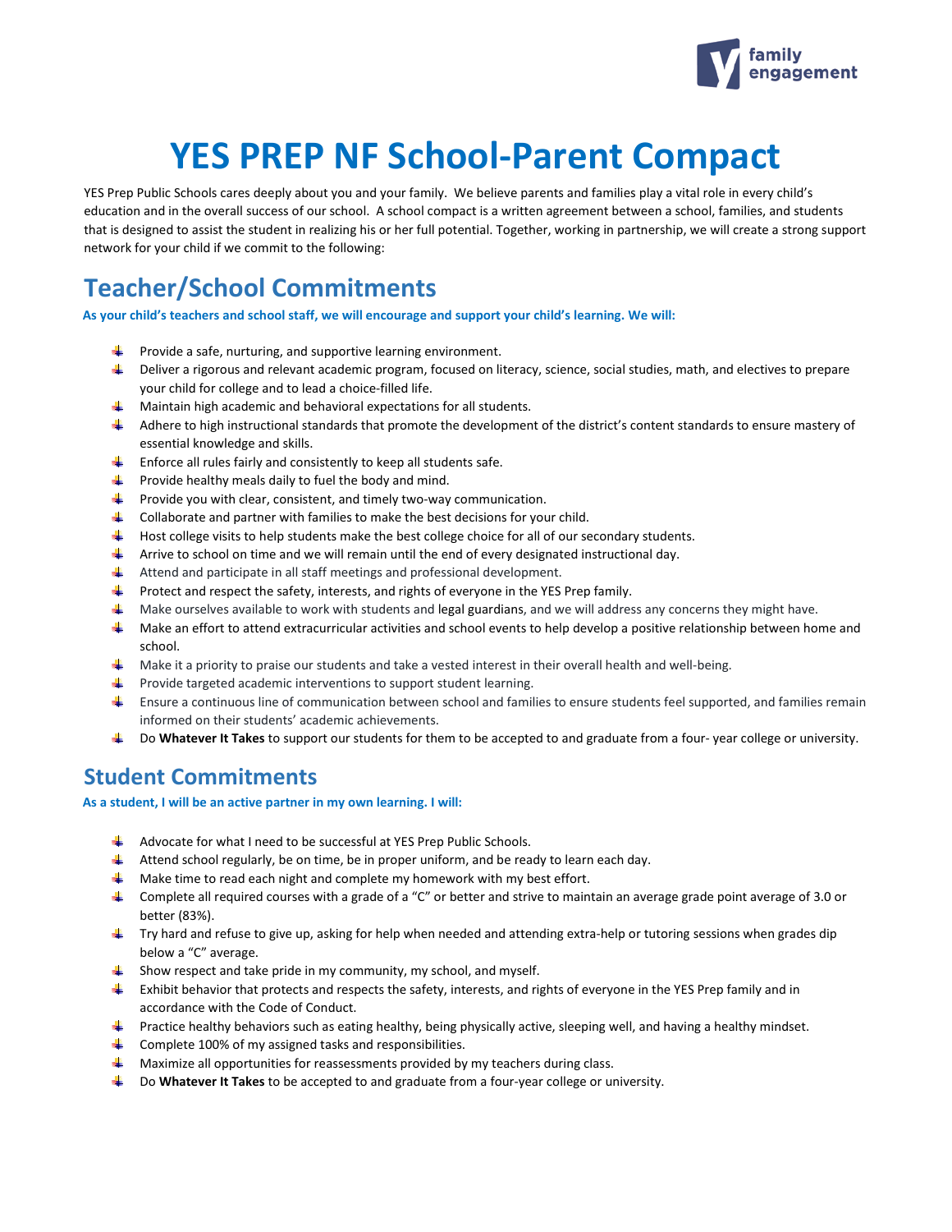# YES PREP NF School-Parent Compact

YES Prep Public Schools cares deeply about you and your family. We believe parents and families play a vital role in every child's education and in the overall success of our school. A school compact is a written agreement between a school, families, and students that is designed to assist the student in realizing his or her full potential. Together, working in partnership, we will create a strong support network for your child if we commit to the following:

## Teacher/School Commitments

**As your child's teachers and school staff, we will encourage and support your child's learning. We will:**

- Provide a safe, nurturing, and supportive learning environment.
- Deliver a rigorous and relevant academic program, focused on literacy, science, social studies, math, and electives to prepare your child for college and to lead a choice-filled life.
- Maintain high academic and behavioral expectations for all students.
- Adhere to high instructional standards that promote the development of the district's content standards to ensure mastery of essential knowledge and skills.
- Enforce all rules fairly and consistently to keep all students safe.
- Provide healthy meals daily to fuel the body and mind.
- Provide you with clear, consistent, and timely two-way communication.
- Collaborate and partner with families to make the best decisions for your child.
- Host college visits to help students make the best college choice for all of our secondary students.
- Arrive to school on time and we will remain until the end of every designated instructional day.
- Attend and participate in all staff meetings and professional development.
- Protect and respect the safety, interests, and rights of everyone in the YES Prep family.
- Make ourselves available to work with students and legal guardians, and we will address any concerns they might have.
- Make an effort to attend extracurricular activities and school events to help develop a positive relationship between home and school.
- Make it a priority to praise our students and take a vested interest in their overall health and well-being.
- Provide targeted academic interventions to support student learning.
- Ensure a continuous line of communication between school and families to ensure students feel supported, and families remain informed on their students' academic achievements.
- Do **Whatever It Takes** to support our students for them to be accepted to and graduate from a four- year college or university.

## Student Commitments

**As a student, I will be an active partner in my own learning. I will:**

- Advocate for what I need to be successful at YES Prep Public Schools.
- Attend school regularly, be on time, be in proper uniform, and be ready to learn each day.
- Make time to read each night and complete my homework with my best effort.
- Complete all required courses with a grade of a "C" or better and strive to maintain an average grade point average of 3.0 or better (83%).
- Try hard and refuse to give up, asking for help when needed and attending extra-help or tutoring sessions when grades dip below a "C" average.
- Show respect and take pride in my community, my school, and myself.
- Exhibit behavior that protects and respects the safety, interests, and rights of everyone in the YES Prep family and in accordance with the Code of Conduct.
- Practice healthy behaviors such as eating healthy, being physically active, sleeping well, and having a healthy mindset.
- Complete 100% of my assigned tasks and responsibilities.
- Maximize all opportunities for reassessments provided by my teachers during class.
- Do **Whatever It Takes** to be accepted to and graduate from a four-year college or university.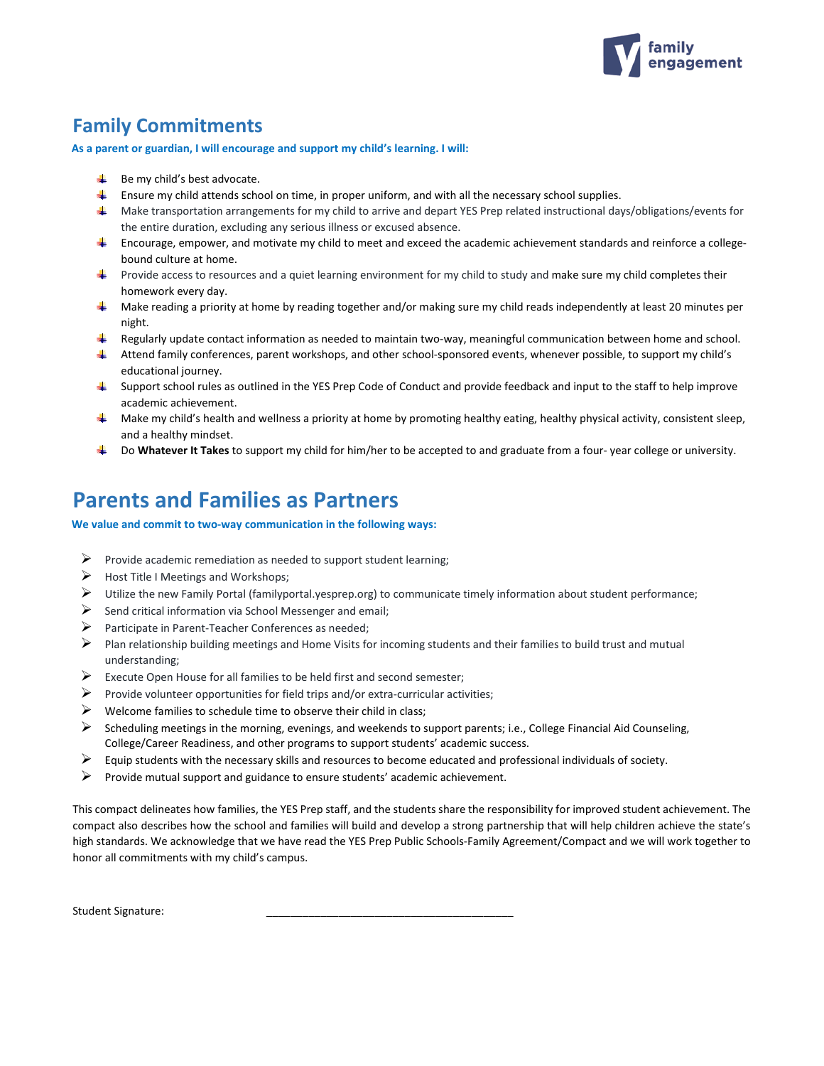## Family Commitments

**As a parent or guardian, I will encourage and support my child's learning. I will:**

- Be my child's best advocate.
- Ensure my child attends school on time, in proper uniform, and with all the necessary school supplies.
- Make transportation arrangements for my child to arrive and depart YES Prep related instructional days/obligations/events for the entire duration, excluding any serious illness or excused absence.
- Encourage, empower, and motivate my child to meet and exceed the academic achievement standards and reinforce a college-bound culture at home.
- Provide access to resources and a quiet learning environment for my child to study and make sure my child completes their homework every day.
- Make reading a priority at home by reading together and/or making sure my child reads independently at least 20 minutes per night.
- Regularly update contact information as needed to maintain two-way, meaningful communication between home and school.
- Attend family conferences, parent workshops, and other school-sponsored events, whenever possible, to support my child's educational journey.
- Support school rules as outlined in the YES Prep Code of Conduct and provide feedback and input to the staff to help improve academic achievement.
- Make my child's health and wellness a priority at home by promoting healthy eating, healthy physical activity, consistent sleep, and a healthy mindset.
- Do **Whatever It Takes** to support my child for him/her to be accepted to and graduate from a four- year college or university.

## Parents and Families as Partners

**We value and commit to two-way communication in the following ways:**

- Provide academic remediation as needed to support student learning;
- Host Title I Meetings and Workshops;
- Utilize the new Family Portal (familyportal.yesprep.org) to communicate timely information about student performance;
- Send critical information via School Messenger and email;
- Participate in Parent-Teacher Conferences as needed;
- Plan relationship building meetings and Home Visits for incoming students and their families to build trust and mutual understanding;
- Execute Open House for all families to be held first and second semester;
- Provide volunteer opportunities for field trips and/or extra-curricular activities;
- Welcome families to schedule time to observe their child in class;
- Scheduling meetings in the morning, evenings, and weekends to support parents; i.e., College Financial Aid Counseling, College/Career Readiness, and other programs to support students' academic success.
- Equip students with the necessary skills and resources to become educated and professional individuals of society.
- Provide mutual support and guidance to ensure students' academic achievement.

This compact delineates how families, the YES Prep staff, and the students share the responsibility for improved student achievement. The compact also describes how the school and families will build and develop a strong partnership that will help children achieve the state's high standards. We acknowledge that we have read the YES Prep Public Schools-Family Agreement/Compact and we will work together to honor all commitments with my child's campus.

Student Signature: ________________________________________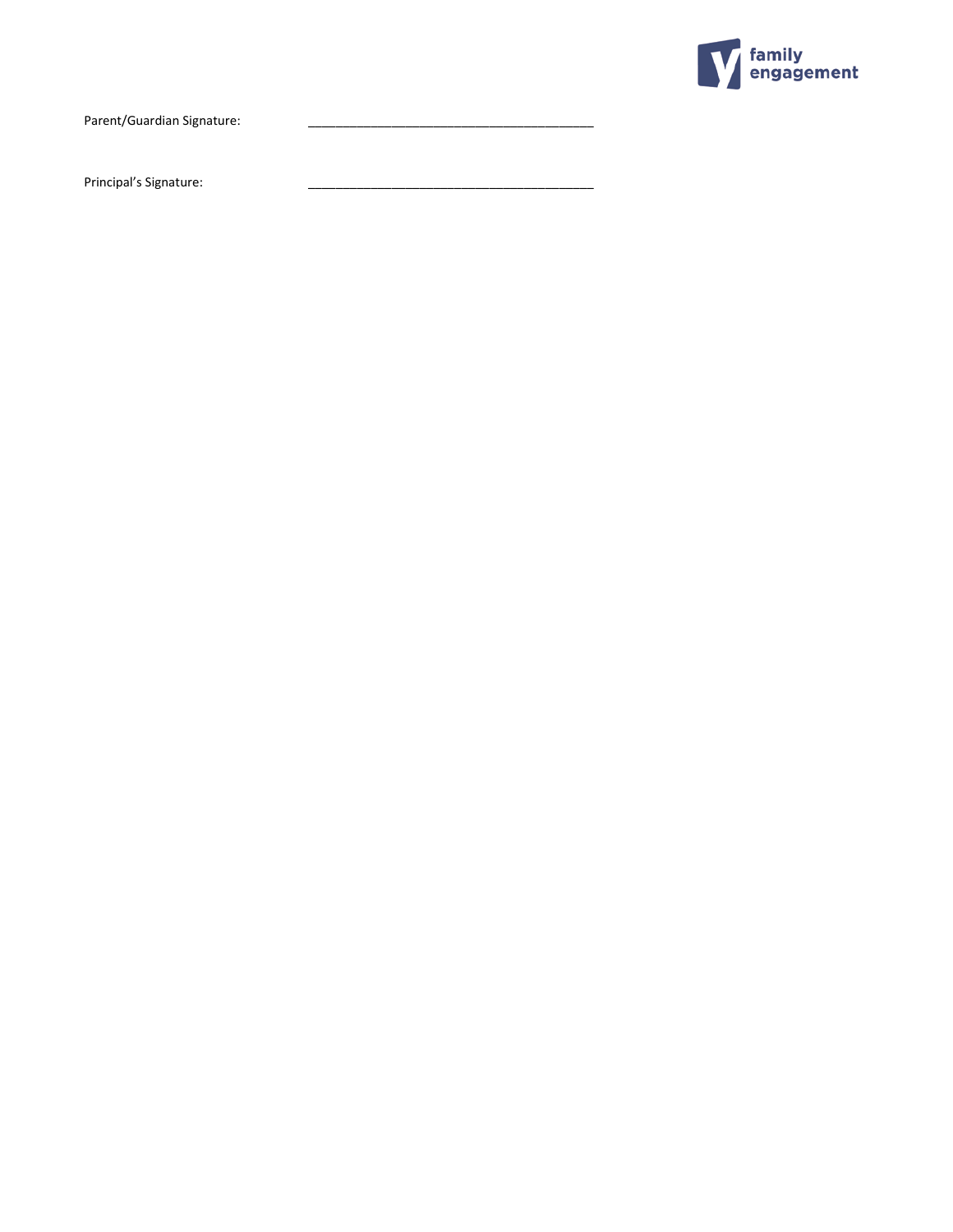Parent/Guardian Signature: _______________________________________

Principal's Signature: _______________________________________